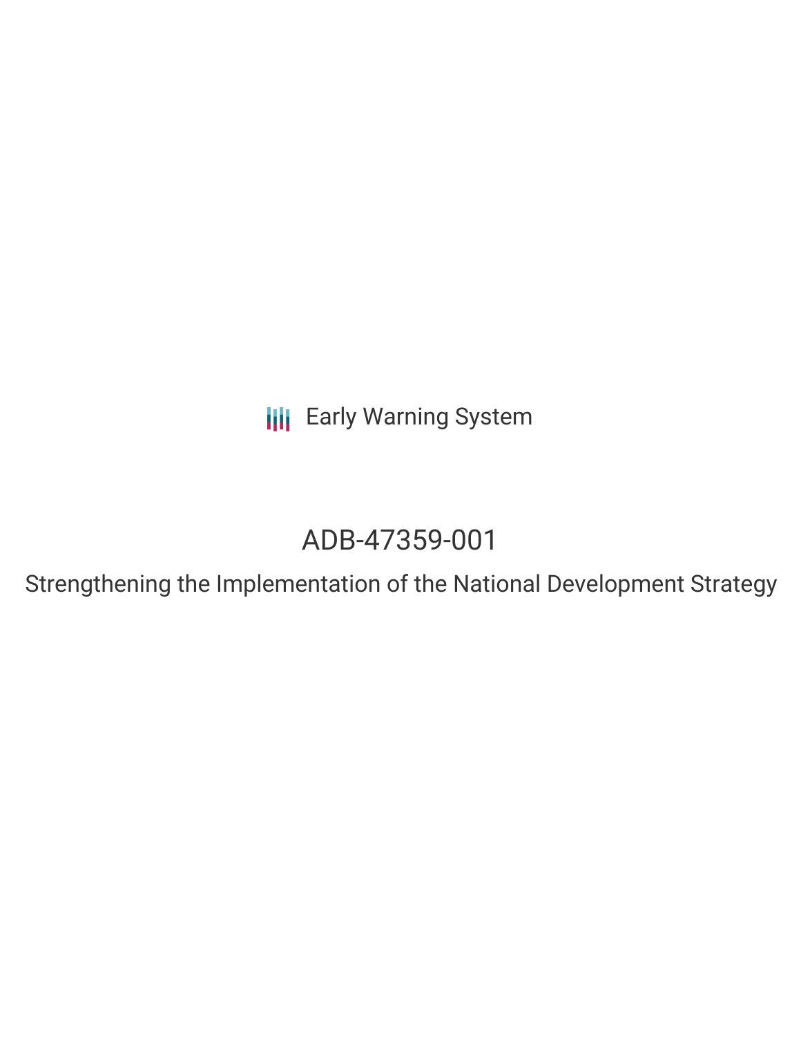Early Warning System

# ADB-47359-001

## Strengthening the Implementation of the National Development Strategy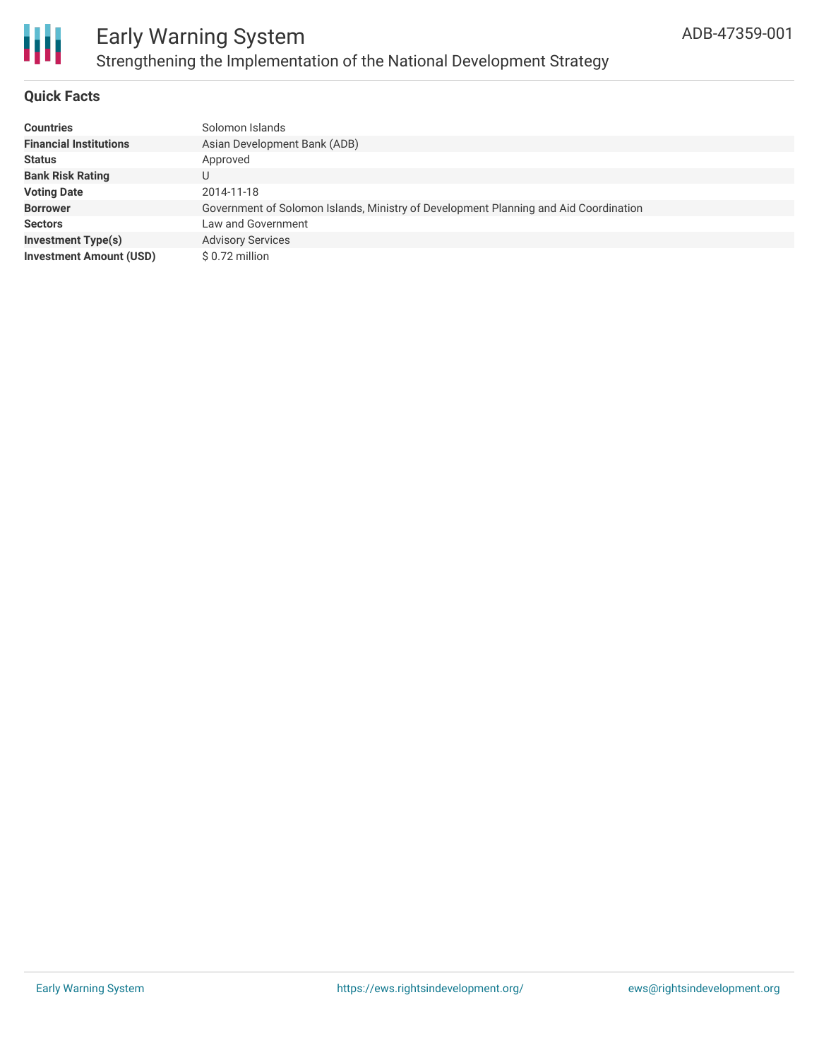# Early Warning System

## Strengthening the Implementation of the National Development Strategy

ADB-47359-001

### Quick Facts

| | |
|---|---|
| **Countries** | Solomon Islands |
| **Financial Institutions** | Asian Development Bank (ADB) |
| **Status** | Approved |
| **Bank Risk Rating** | U |
| **Voting Date** | 2014-11-18 |
| **Borrower** | Government of Solomon Islands, Ministry of Development Planning and Aid Coordination |
| **Sectors** | Law and Government |
| **Investment Type(s)** | Advisory Services |
| **Investment Amount (USD)** | $ 0.72 million |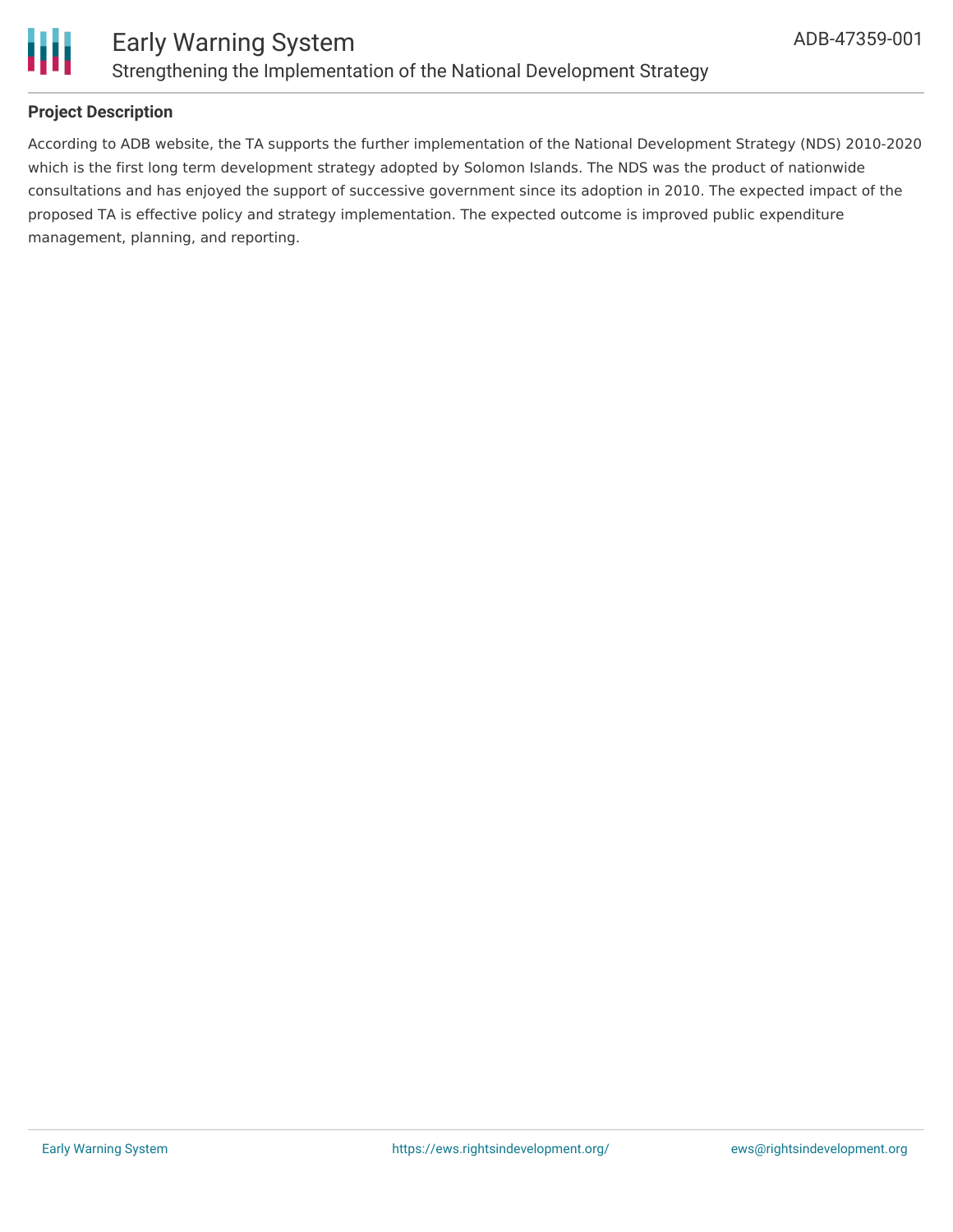**Project Description**

According to ADB website, the TA supports the further implementation of the National Development Strategy (NDS) 2010-2020 which is the first long term development strategy adopted by Solomon Islands. The NDS was the product of nationwide consultations and has enjoyed the support of successive government since its adoption in 2010. The expected impact of the proposed TA is effective policy and strategy implementation. The expected outcome is improved public expenditure management, planning, and reporting.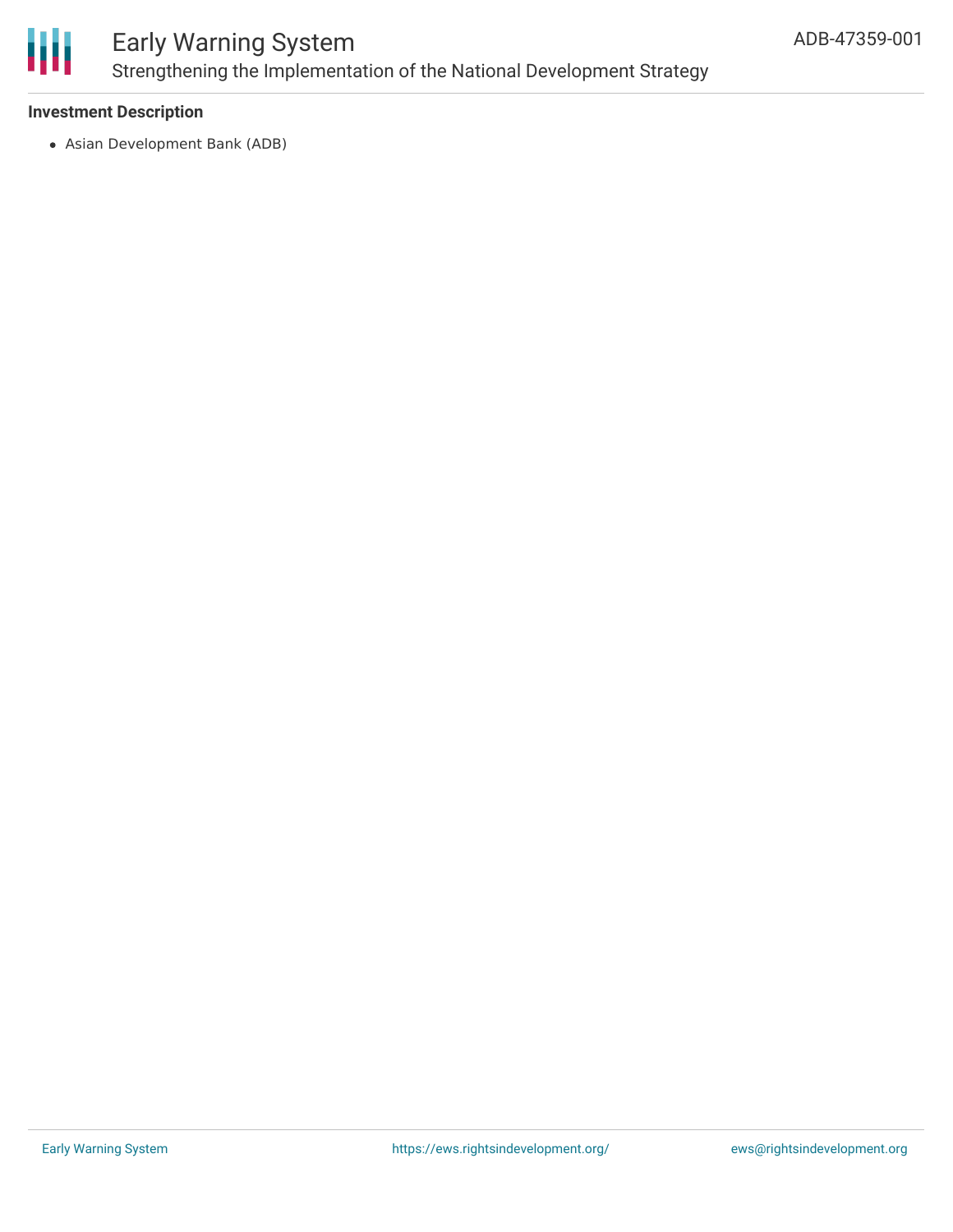### Investment Description

- Asian Development Bank (ADB)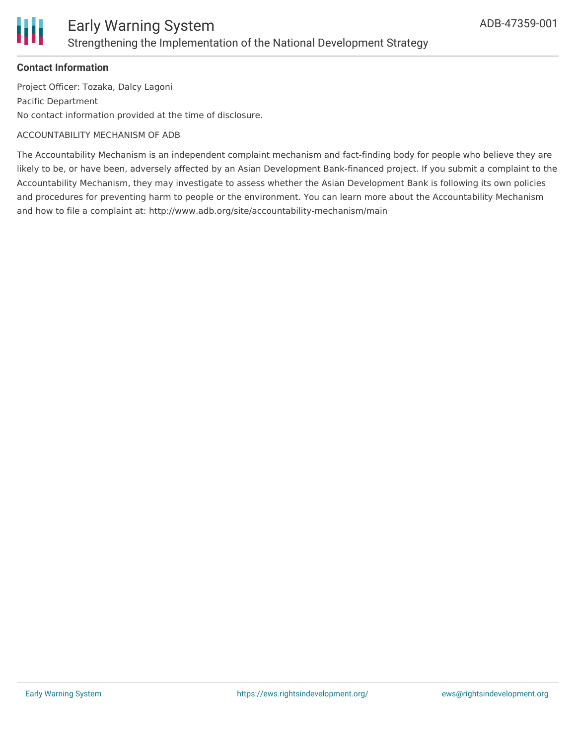**Contact Information**

Project Officer: Tozaka, Dalcy Lagoni

Pacific Department

No contact information provided at the time of disclosure.

ACCOUNTABILITY MECHANISM OF ADB

The Accountability Mechanism is an independent complaint mechanism and fact-finding body for people who believe they are likely to be, or have been, adversely affected by an Asian Development Bank-financed project. If you submit a complaint to the Accountability Mechanism, they may investigate to assess whether the Asian Development Bank is following its own policies and procedures for preventing harm to people or the environment. You can learn more about the Accountability Mechanism and how to file a complaint at: http://www.adb.org/site/accountability-mechanism/main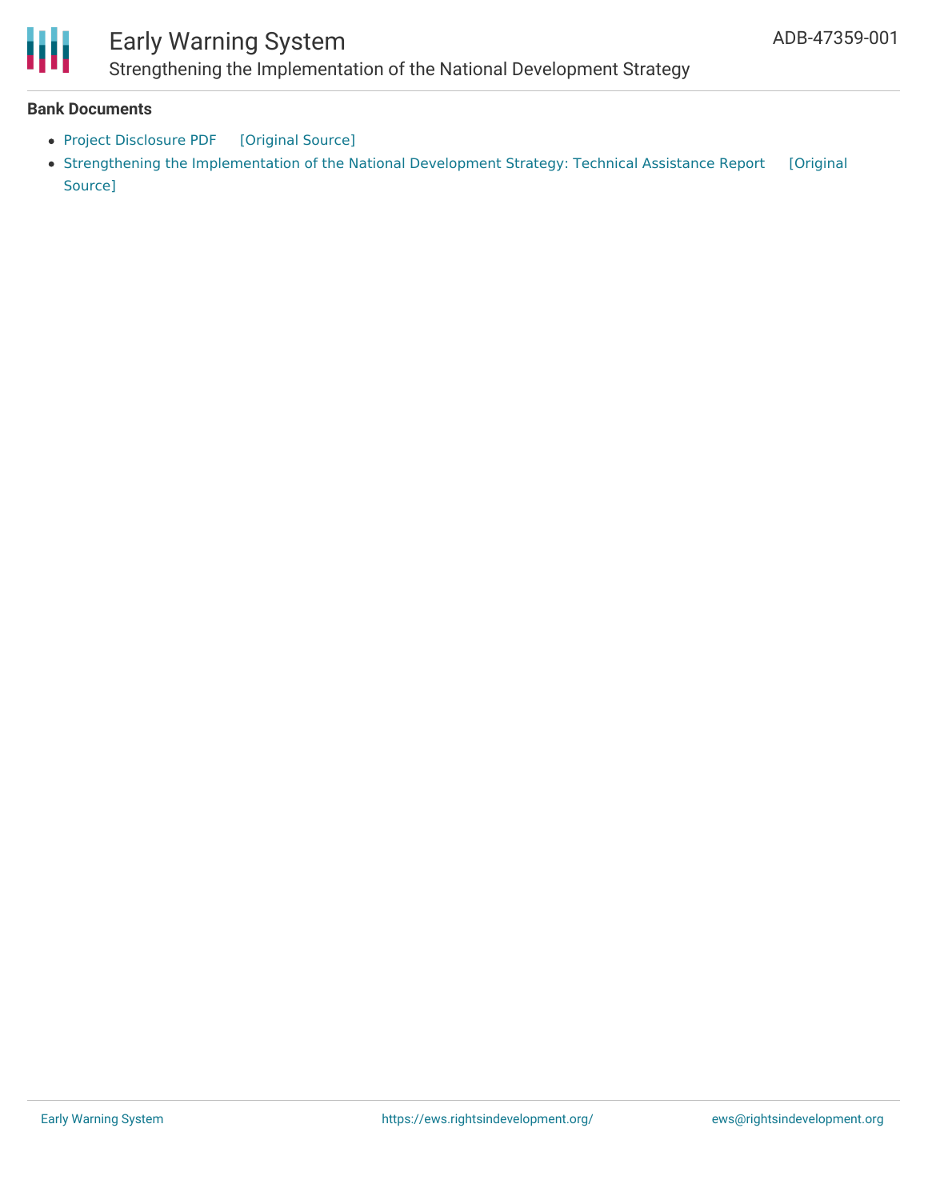**Bank Documents**

- Project Disclosure PDF [Original Source]
- Strengthening the Implementation of the National Development Strategy: Technical Assistance Report [Original Source]